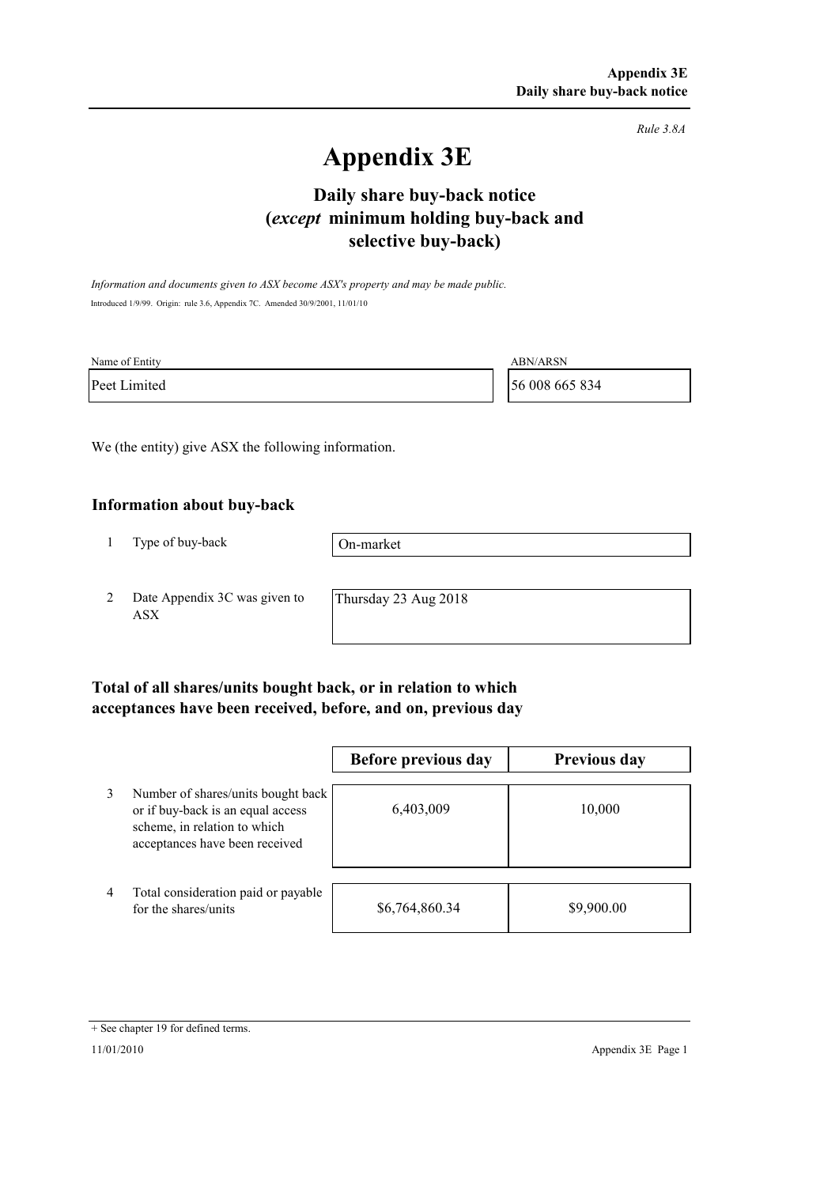*Rule 3.8A*

# Appendix 3E

## Daily share buy-back notice (*except* minimum holding buy-back and selective buy-back)

*Information and documents given to ASX become ASX's property and may be made public.*

Introduced 1/9/99. Origin: rule 3.6, Appendix 7C. Amended 30/9/2001, 11/01/10

| Name of Entity | ABN/ARSN |
|---|---|
| Peet Limited | 56 008 665 834 |

We (the entity) give ASX the following information.

### Information about buy-back

| | | |
|---|---|---|
| 1 | Type of buy-back | On-market |
| 2 | Date Appendix 3C was given to ASX | Thursday 23 Aug 2018 |

### Total of all shares/units bought back, or in relation to which acceptances have been received, before, and on, previous day

| | | Before previous day | Previous day |
|---|---|---|---|
| 3 | Number of shares/units bought back or if buy-back is an equal access scheme, in relation to which acceptances have been received | 6,403,009 | 10,000 |
| 4 | Total consideration paid or payable for the shares/units | $6,764,860.34 | $9,900.00 |

+ See chapter 19 for defined terms.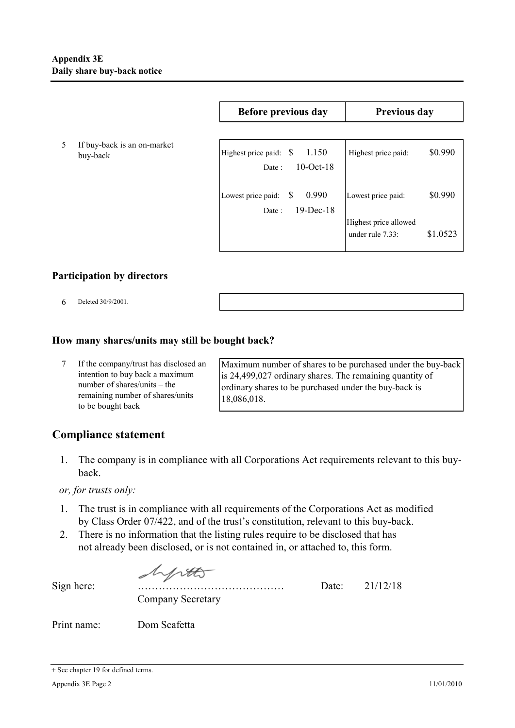**Appendix 3E**
**Daily share buy-back notice**

| | | Before previous day | Previous day |
|---|---|---|---|
| 5 | If buy-back is an on-market buy-back | Highest price paid: $ 1.150<br>Date : 10-Oct-18<br><br>Lowest price paid: $ 0.990<br>Date : 19-Dec-18 | Highest price paid: $0.990<br><br>Lowest price paid: $0.990<br><br>Highest price allowed under rule 7.33: $1.0523 |

## Participation by directors

| | | |
|---|---|---|
| 6 | Deleted 30/9/2001. | |

## How many shares/units may still be bought back?

| | | |
|---|---|---|
| 7 | If the company/trust has disclosed an intention to buy back a maximum number of shares/units – the remaining number of shares/units to be bought back | Maximum number of shares to be purchased under the buy-back is 24,499,027 ordinary shares. The remaining quantity of ordinary shares to be purchased under the buy-back is 18,086,018. |

## Compliance statement

1. The company is in compliance with all Corporations Act requirements relevant to this buy-back.

*or, for trusts only:*

1. The trust is in compliance with all requirements of the Corporations Act as modified by Class Order 07/422, and of the trust's constitution, relevant to this buy-back.
2. There is no information that the listing rules require to be disclosed that has not already been disclosed, or is not contained in, or attached to, this form.

Sign here: ……………………………………… Date: 21/12/18
Company Secretary

Print name: Dom Scafetta

+ See chapter 19 for defined terms.